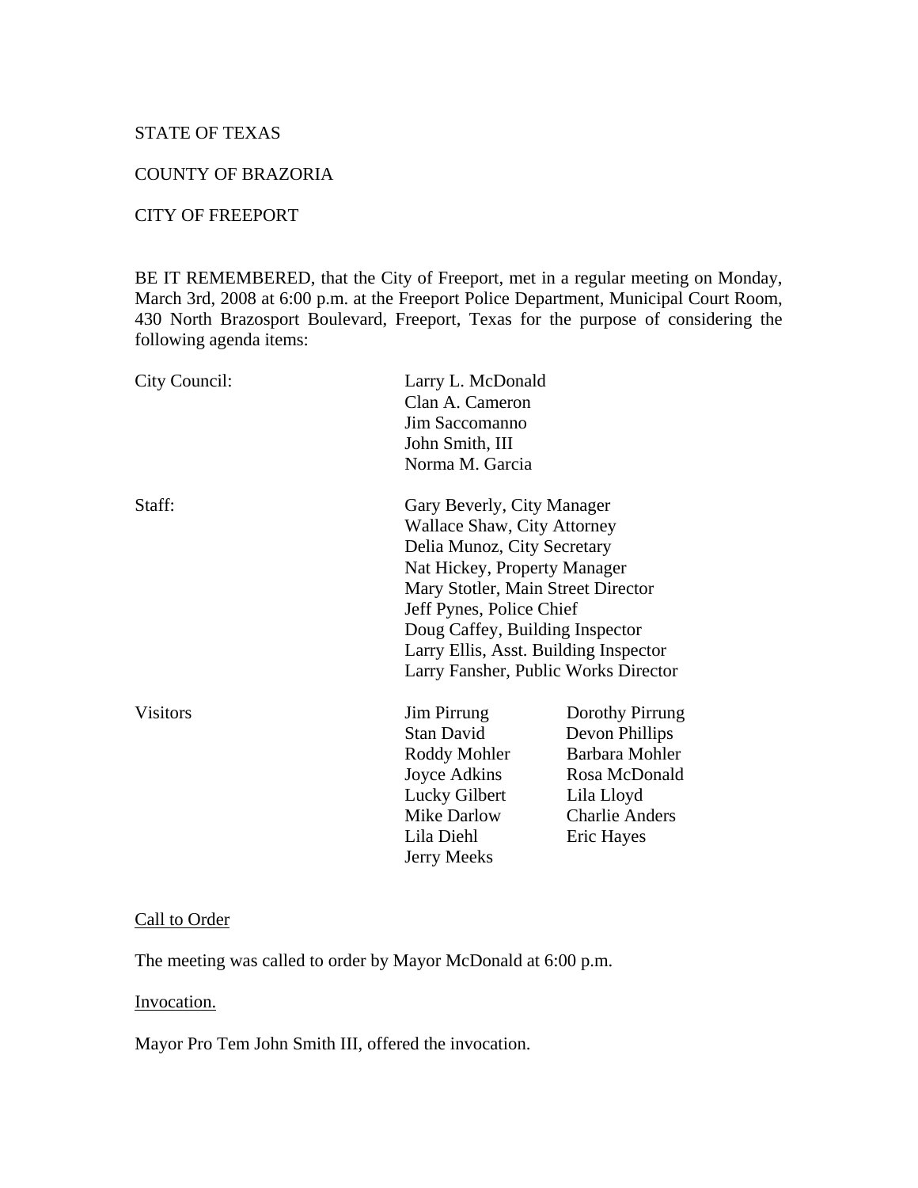STATE OF TEXAS

COUNTY OF BRAZORIA

CITY OF FREEPORT

BE IT REMEMBERED, that the City of Freeport, met in a regular meeting on Monday, March 3rd, 2008 at 6:00 p.m. at the Freeport Police Department, Municipal Court Room, 430 North Brazosport Boulevard, Freeport, Texas for the purpose of considering the following agenda items:

| | | |
|---|---|---|
| City Council: | Larry L. McDonald | |
| | Clan A. Cameron | |
| | Jim Saccomanno | |
| | John Smith, III | |
| | Norma M. Garcia | |
| Staff: | Gary Beverly, City Manager | |
| | Wallace Shaw, City Attorney | |
| | Delia Munoz, City Secretary | |
| | Nat Hickey, Property Manager | |
| | Mary Stotler, Main Street Director | |
| | Jeff Pynes, Police Chief | |
| | Doug Caffey, Building Inspector | |
| | Larry Ellis, Asst. Building Inspector | |
| | Larry Fansher, Public Works Director | |
| Visitors | Jim Pirrung | Dorothy Pirrung |
| | Stan David | Devon Phillips |
| | Roddy Mohler | Barbara Mohler |
| | Joyce Adkins | Rosa McDonald |
| | Lucky Gilbert | Lila Lloyd |
| | Mike Darlow | Charlie Anders |
| | Lila Diehl | Eric Hayes |
| | Jerry Meeks | |

Call to Order

The meeting was called to order by Mayor McDonald at 6:00 p.m.

Invocation.

Mayor Pro Tem John Smith III, offered the invocation.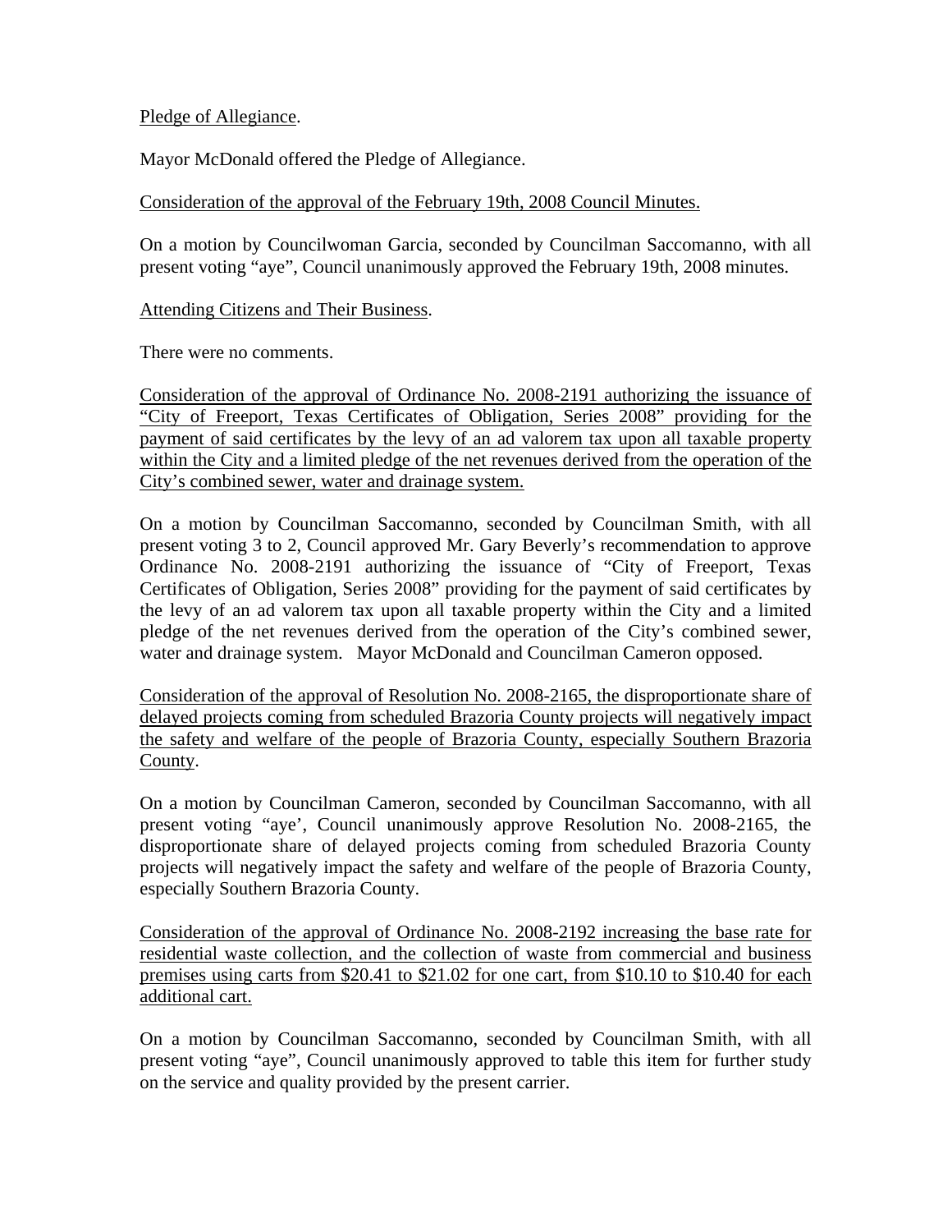Pledge of Allegiance.

Mayor McDonald offered the Pledge of Allegiance.

Consideration of the approval of the February 19th, 2008 Council Minutes.

On a motion by Councilwoman Garcia, seconded by Councilman Saccomanno, with all present voting "aye", Council unanimously approved the February 19th, 2008 minutes.

Attending Citizens and Their Business.

There were no comments.

Consideration of the approval of Ordinance No. 2008-2191 authorizing the issuance of "City of Freeport, Texas Certificates of Obligation, Series 2008" providing for the payment of said certificates by the levy of an ad valorem tax upon all taxable property within the City and a limited pledge of the net revenues derived from the operation of the City's combined sewer, water and drainage system.

On a motion by Councilman Saccomanno, seconded by Councilman Smith, with all present voting 3 to 2, Council approved Mr. Gary Beverly's recommendation to approve Ordinance No. 2008-2191 authorizing the issuance of "City of Freeport, Texas Certificates of Obligation, Series 2008" providing for the payment of said certificates by the levy of an ad valorem tax upon all taxable property within the City and a limited pledge of the net revenues derived from the operation of the City's combined sewer, water and drainage system. Mayor McDonald and Councilman Cameron opposed.

Consideration of the approval of Resolution No. 2008-2165, the disproportionate share of delayed projects coming from scheduled Brazoria County projects will negatively impact the safety and welfare of the people of Brazoria County, especially Southern Brazoria County.

On a motion by Councilman Cameron, seconded by Councilman Saccomanno, with all present voting "aye', Council unanimously approve Resolution No. 2008-2165, the disproportionate share of delayed projects coming from scheduled Brazoria County projects will negatively impact the safety and welfare of the people of Brazoria County, especially Southern Brazoria County.

Consideration of the approval of Ordinance No. 2008-2192 increasing the base rate for residential waste collection, and the collection of waste from commercial and business premises using carts from $20.41 to $21.02 for one cart, from $10.10 to $10.40 for each additional cart.

On a motion by Councilman Saccomanno, seconded by Councilman Smith, with all present voting "aye", Council unanimously approved to table this item for further study on the service and quality provided by the present carrier.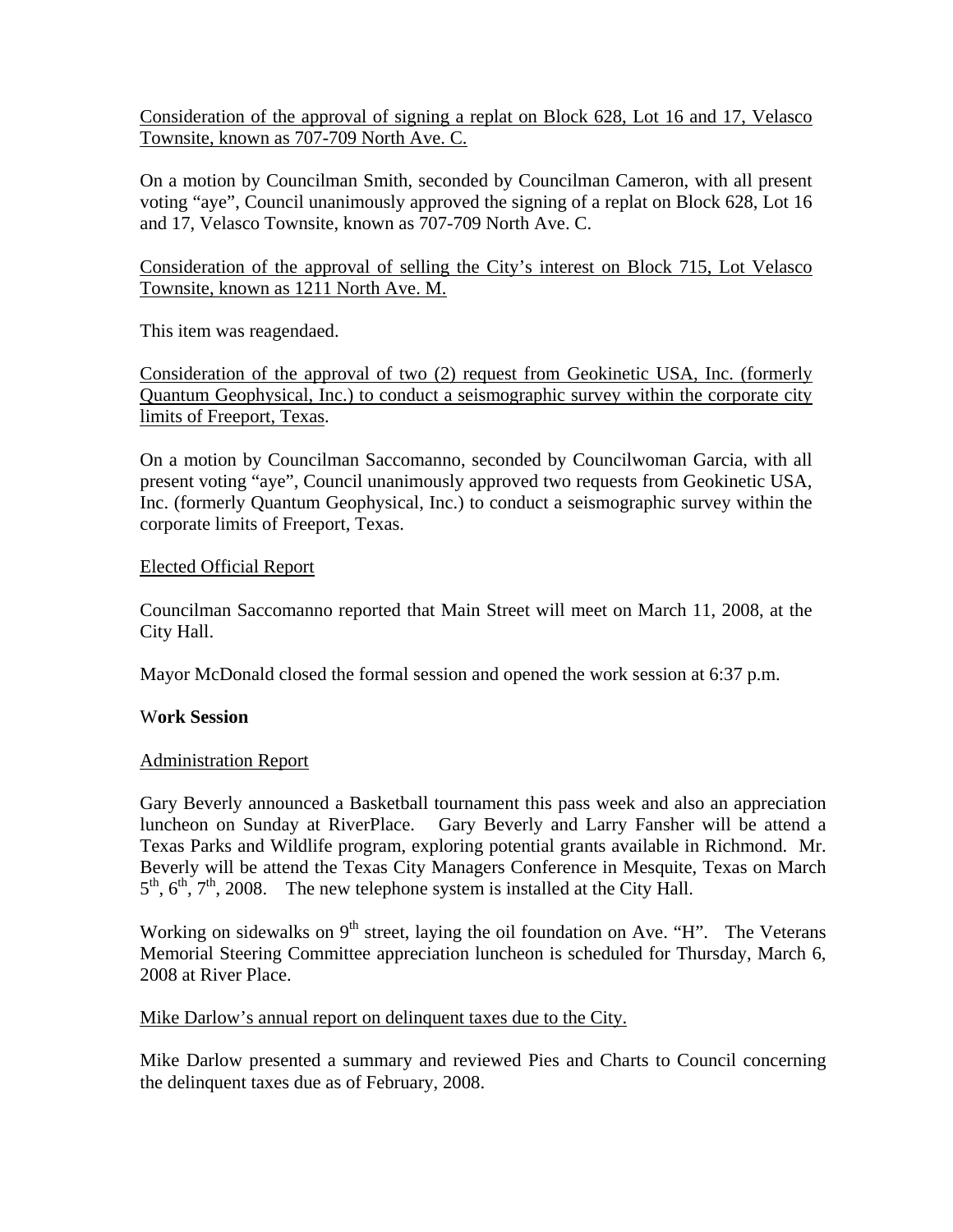Consideration of the approval of signing a replat on Block 628, Lot 16 and 17, Velasco Townsite, known as 707-709 North Ave. C.

On a motion by Councilman Smith, seconded by Councilman Cameron, with all present voting "aye", Council unanimously approved the signing of a replat on Block 628, Lot 16 and 17, Velasco Townsite, known as 707-709 North Ave. C.

Consideration of the approval of selling the City's interest on Block 715, Lot Velasco Townsite, known as 1211 North Ave. M.

This item was reagendaed.

Consideration of the approval of two (2) request from Geokinetic USA, Inc. (formerly Quantum Geophysical, Inc.) to conduct a seismographic survey within the corporate city limits of Freeport, Texas.

On a motion by Councilman Saccomanno, seconded by Councilwoman Garcia, with all present voting "aye", Council unanimously approved two requests from Geokinetic USA, Inc. (formerly Quantum Geophysical, Inc.) to conduct a seismographic survey within the corporate limits of Freeport, Texas.

Elected Official Report

Councilman Saccomanno reported that Main Street will meet on March 11, 2008, at the City Hall.

Mayor McDonald closed the formal session and opened the work session at 6:37 p.m.

**Work Session**

Administration Report

Gary Beverly announced a Basketball tournament this pass week and also an appreciation luncheon on Sunday at RiverPlace. Gary Beverly and Larry Fansher will be attend a Texas Parks and Wildlife program, exploring potential grants available in Richmond. Mr. Beverly will be attend the Texas City Managers Conference in Mesquite, Texas on March 5th, 6th, 7th, 2008. The new telephone system is installed at the City Hall.

Working on sidewalks on 9th street, laying the oil foundation on Ave. "H". The Veterans Memorial Steering Committee appreciation luncheon is scheduled for Thursday, March 6, 2008 at River Place.

Mike Darlow's annual report on delinquent taxes due to the City.

Mike Darlow presented a summary and reviewed Pies and Charts to Council concerning the delinquent taxes due as of February, 2008.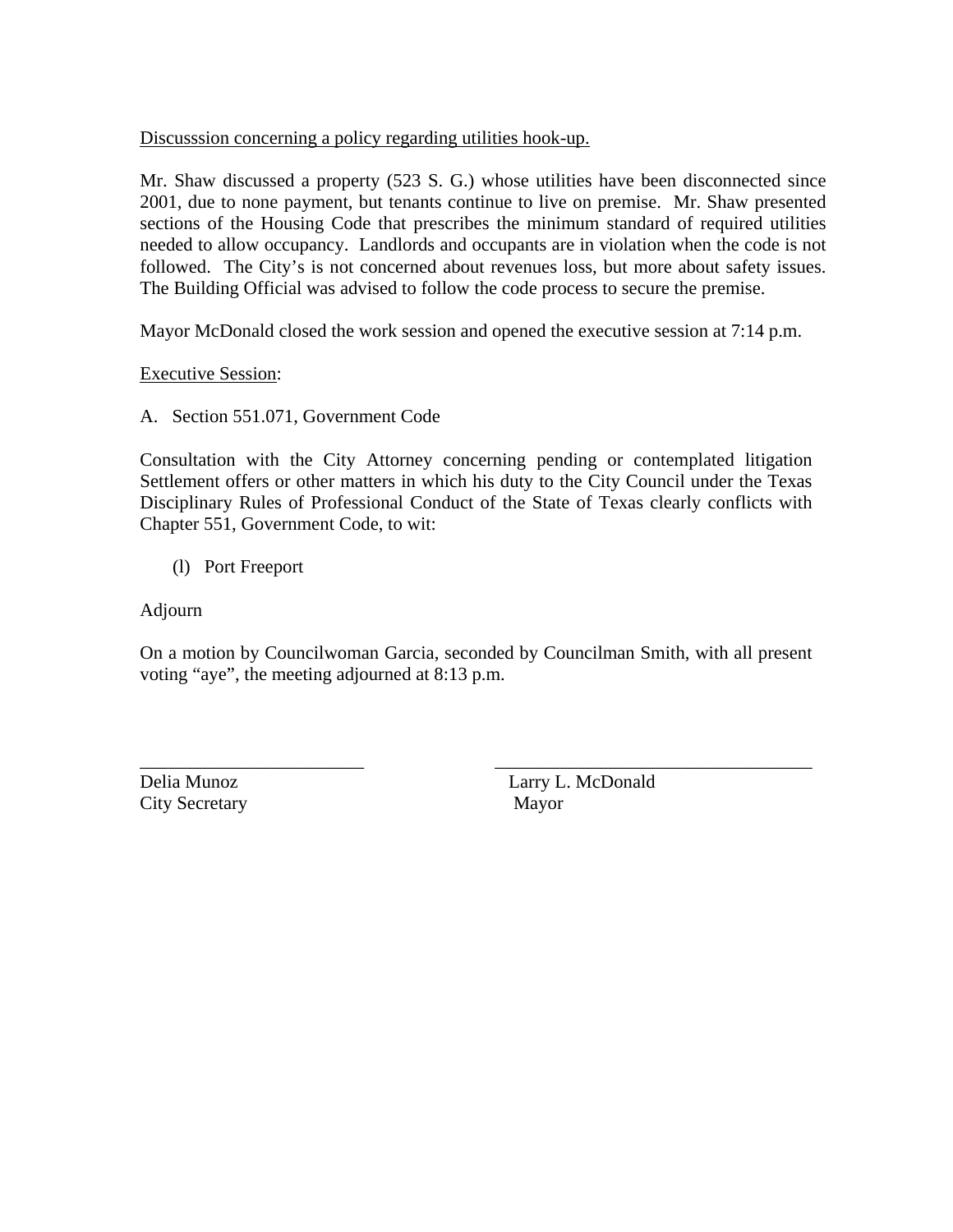<u>Discusssion concerning a policy regarding utilities hook-up.</u>

Mr. Shaw discussed a property (523 S. G.) whose utilities have been disconnected since 2001, due to none payment, but tenants continue to live on premise. Mr. Shaw presented sections of the Housing Code that prescribes the minimum standard of required utilities needed to allow occupancy. Landlords and occupants are in violation when the code is not followed. The City's is not concerned about revenues loss, but more about safety issues. The Building Official was advised to follow the code process to secure the premise.

Mayor McDonald closed the work session and opened the executive session at 7:14 p.m.

<u>Executive Session</u>:

A. Section 551.071, Government Code

Consultation with the City Attorney concerning pending or contemplated litigation Settlement offers or other matters in which his duty to the City Council under the Texas Disciplinary Rules of Professional Conduct of the State of Texas clearly conflicts with Chapter 551, Government Code, to wit:

(l) Port Freeport

Adjourn

On a motion by Councilwoman Garcia, seconded by Councilman Smith, with all present voting "aye", the meeting adjourned at 8:13 p.m.

\_\_\_\_\_\_\_\_\_\_\_\_\_\_\_\_\_\_\_\_\_\_\_\_\_
Delia Munoz
City Secretary

\_\_\_\_\_\_\_\_\_\_\_\_\_\_\_\_\_\_\_\_\_\_\_\_\_\_\_\_\_\_\_\_\_\_\_
Larry L. McDonald
Mayor